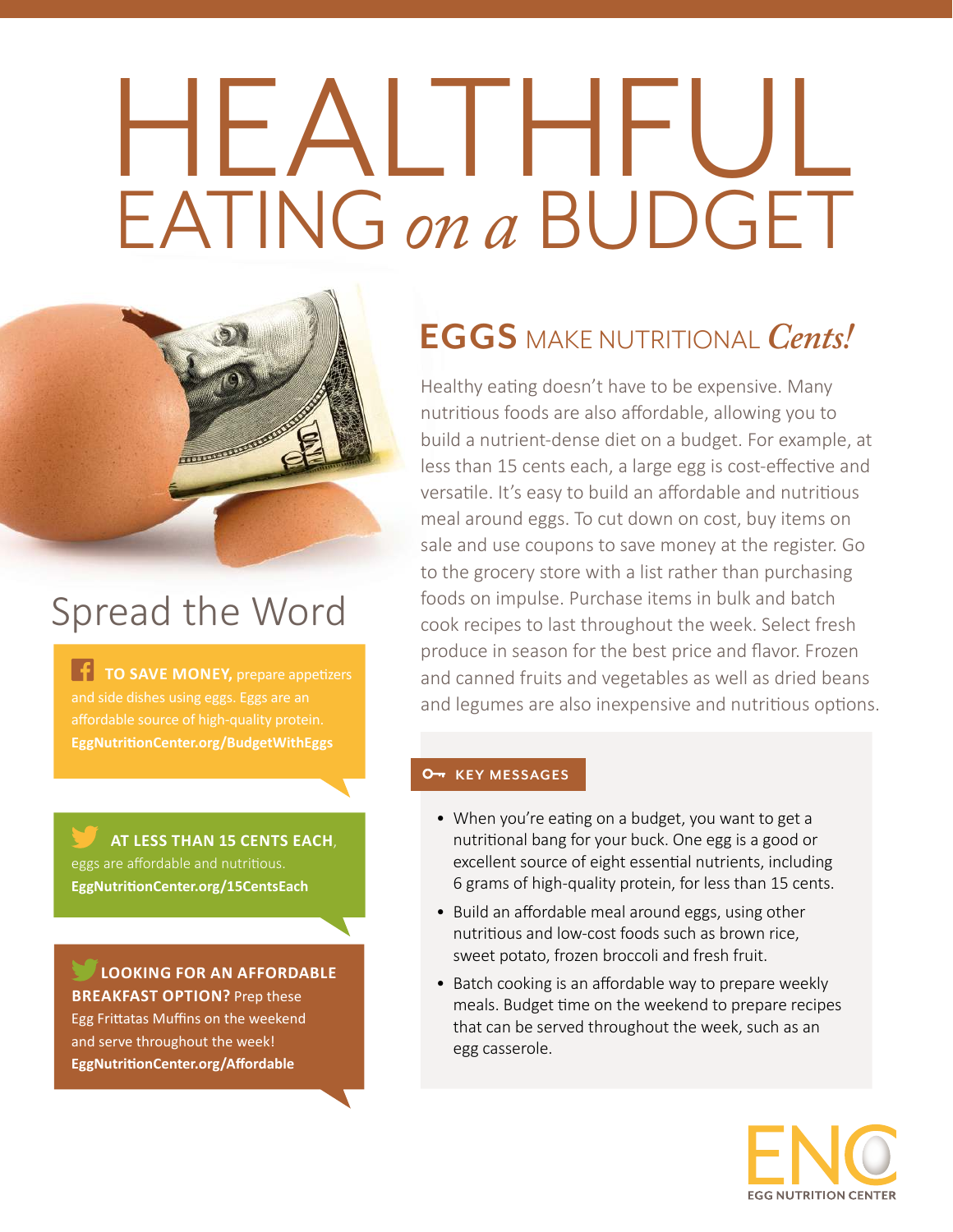# HEALTHFUL EATING *on a* BUDGET

## Spread the Word

**TO SAVE MONEY,** prepare appetizers and side dishes using eggs. Eggs are an affordable source of high-quality protein.
**EggNutritionCenter.org/BudgetWithEggs**

**AT LESS THAN 15 CENTS EACH**, eggs are affordable and nutritious.
**EggNutritionCenter.org/15CentsEach**

**LOOKING FOR AN AFFORDABLE BREAKFAST OPTION?** Prep these Egg Frittatas Muffins on the weekend and serve throughout the week!
**EggNutritionCenter.org/Affordable**

## EGGS MAKE NUTRITIONAL *Cents!*

Healthy eating doesn't have to be expensive. Many nutritious foods are also affordable, allowing you to build a nutrient-dense diet on a budget. For example, at less than 15 cents each, a large egg is cost-effective and versatile. It's easy to build an affordable and nutritious meal around eggs. To cut down on cost, buy items on sale and use coupons to save money at the register. Go to the grocery store with a list rather than purchasing foods on impulse. Purchase items in bulk and batch cook recipes to last throughout the week. Select fresh produce in season for the best price and flavor. Frozen and canned fruits and vegetables as well as dried beans and legumes are also inexpensive and nutritious options.

### KEY MESSAGES

- When you're eating on a budget, you want to get a nutritional bang for your buck. One egg is a good or excellent source of eight essential nutrients, including 6 grams of high-quality protein, for less than 15 cents.
- Build an affordable meal around eggs, using other nutritious and low-cost foods such as brown rice, sweet potato, frozen broccoli and fresh fruit.
- Batch cooking is an affordable way to prepare weekly meals. Budget time on the weekend to prepare recipes that can be served throughout the week, such as an egg casserole.

ENC
EGG NUTRITION CENTER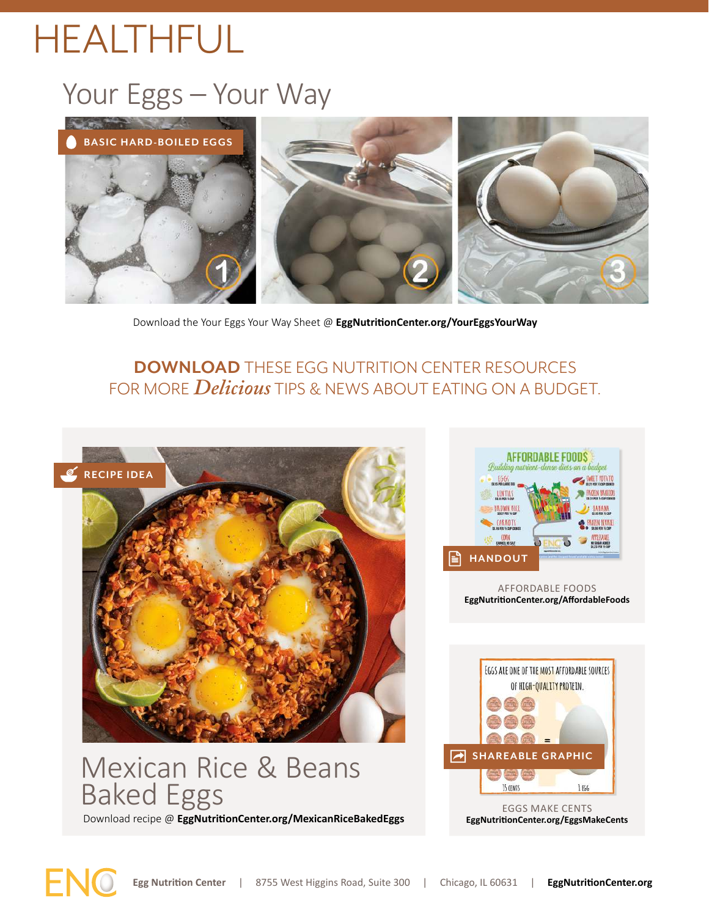# HEALTHFUL

## Your Eggs – Your Way

BASIC HARD-BOILED EGGS

1

2

3

Download the Your Eggs Your Way Sheet @ **EggNutritionCenter.org/YourEggsYourWay**

**DOWNLOAD** THESE EGG NUTRITION CENTER RESOURCES FOR MORE *Delicious* TIPS & NEWS ABOUT EATING ON A BUDGET.

RECIPE IDEA

## Mexican Rice & Beans Baked Eggs

Download recipe @ **EggNutritionCenter.org/MexicanRiceBakedEggs**

HANDOUT

AFFORDABLE FOODS
**EggNutritionCenter.org/AffordableFoods**

SHAREABLE GRAPHIC

EGGS MAKE CENTS
**EggNutritionCenter.org/EggsMakeCents**

ENC | **Egg Nutrition Center** | 8755 West Higgins Road, Suite 300 | Chicago, IL 60631 | **EggNutritionCenter.org**